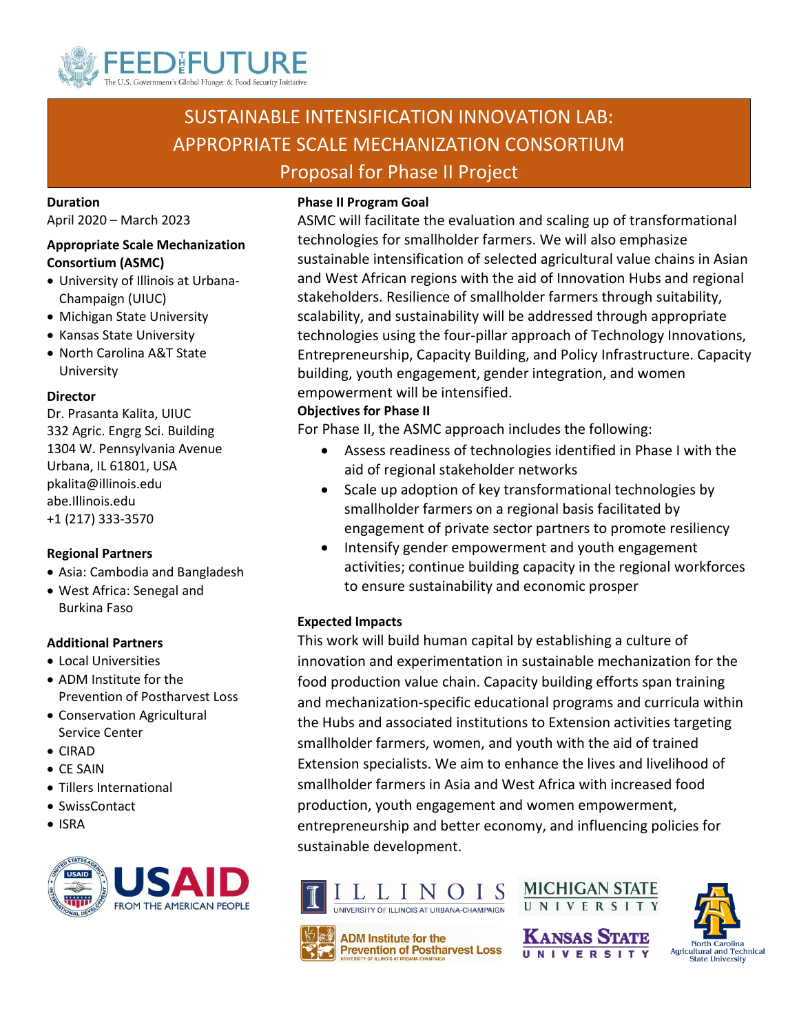# SUSTAINABLE INTENSIFICATION INNOVATION LAB: APPROPRIATE SCALE MECHANIZATION CONSORTIUM

## Proposal for Phase II Project

**Duration**

April 2020 – March 2023

**Appropriate Scale Mechanization Consortium (ASMC)**

- University of Illinois at Urbana-Champaign (UIUC)
- Michigan State University
- Kansas State University
- North Carolina A&T State University

**Director**

Dr. Prasanta Kalita, UIUC
332 Agric. Engrg Sci. Building
1304 W. Pennsylvania Avenue
Urbana, IL 61801, USA
pkalita@illinois.edu
abe.Illinois.edu
+1 (217) 333-3570

**Regional Partners**

- Asia: Cambodia and Bangladesh
- West Africa: Senegal and Burkina Faso

**Additional Partners**

- Local Universities
- ADM Institute for the Prevention of Postharvest Loss
- Conservation Agricultural Service Center
- CIRAD
- CE SAIN
- Tillers International
- SwissContact
- ISRA

**Phase II Program Goal**

ASMC will facilitate the evaluation and scaling up of transformational technologies for smallholder farmers. We will also emphasize sustainable intensification of selected agricultural value chains in Asian and West African regions with the aid of Innovation Hubs and regional stakeholders. Resilience of smallholder farmers through suitability, scalability, and sustainability will be addressed through appropriate technologies using the four-pillar approach of Technology Innovations, Entrepreneurship, Capacity Building, and Policy Infrastructure. Capacity building, youth engagement, gender integration, and women empowerment will be intensified.

**Objectives for Phase II**

For Phase II, the ASMC approach includes the following:

- Assess readiness of technologies identified in Phase I with the aid of regional stakeholder networks
- Scale up adoption of key transformational technologies by smallholder farmers on a regional basis facilitated by engagement of private sector partners to promote resiliency
- Intensify gender empowerment and youth engagement activities; continue building capacity in the regional workforces to ensure sustainability and economic prosper

**Expected Impacts**

This work will build human capital by establishing a culture of innovation and experimentation in sustainable mechanization for the food production value chain. Capacity building efforts span training and mechanization-specific educational programs and curricula within the Hubs and associated institutions to Extension activities targeting smallholder farmers, women, and youth with the aid of trained Extension specialists. We aim to enhance the lives and livelihood of smallholder farmers in Asia and West Africa with increased food production, youth engagement and women empowerment, entrepreneurship and better economy, and influencing policies for sustainable development.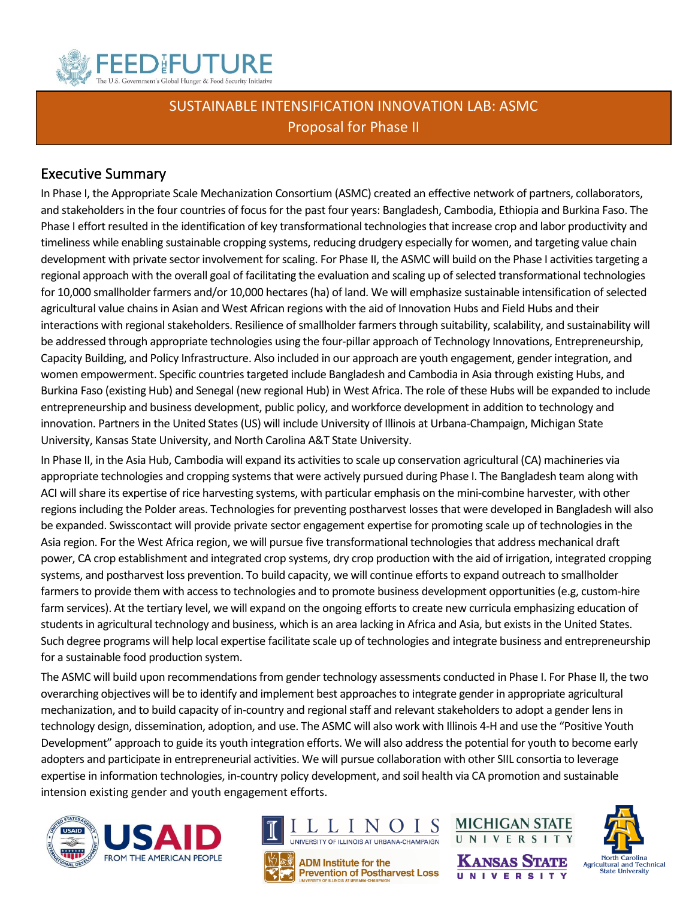SUSTAINABLE INTENSIFICATION INNOVATION LAB: ASMC

Proposal for Phase II

## Executive Summary

In Phase I, the Appropriate Scale Mechanization Consortium (ASMC) created an effective network of partners, collaborators, and stakeholders in the four countries of focus for the past four years: Bangladesh, Cambodia, Ethiopia and Burkina Faso. The Phase I effort resulted in the identification of key transformational technologies that increase crop and labor productivity and timeliness while enabling sustainable cropping systems, reducing drudgery especially for women, and targeting value chain development with private sector involvement for scaling. For Phase II, the ASMC will build on the Phase I activities targeting a regional approach with the overall goal of facilitating the evaluation and scaling up of selected transformational technologies for 10,000 smallholder farmers and/or 10,000 hectares (ha) of land. We will emphasize sustainable intensification of selected agricultural value chains in Asian and West African regions with the aid of Innovation Hubs and Field Hubs and their interactions with regional stakeholders. Resilience of smallholder farmers through suitability, scalability, and sustainability will be addressed through appropriate technologies using the four-pillar approach of Technology Innovations, Entrepreneurship, Capacity Building, and Policy Infrastructure. Also included in our approach are youth engagement, gender integration, and women empowerment. Specific countries targeted include Bangladesh and Cambodia in Asia through existing Hubs, and Burkina Faso (existing Hub) and Senegal (new regional Hub) in West Africa. The role of these Hubs will be expanded to include entrepreneurship and business development, public policy, and workforce development in addition to technology and innovation. Partners in the United States (US) will include University of Illinois at Urbana-Champaign, Michigan State University, Kansas State University, and North Carolina A&T State University.

In Phase II, in the Asia Hub, Cambodia will expand its activities to scale up conservation agricultural (CA) machineries via appropriate technologies and cropping systems that were actively pursued during Phase I. The Bangladesh team along with ACI will share its expertise of rice harvesting systems, with particular emphasis on the mini-combine harvester, with other regions including the Polder areas. Technologies for preventing postharvest losses that were developed in Bangladesh will also be expanded. Swisscontact will provide private sector engagement expertise for promoting scale up of technologies in the Asia region. For the West Africa region, we will pursue five transformational technologies that address mechanical draft power, CA crop establishment and integrated crop systems, dry crop production with the aid of irrigation, integrated cropping systems, and postharvest loss prevention. To build capacity, we will continue efforts to expand outreach to smallholder farmers to provide them with access to technologies and to promote business development opportunities (e.g, custom-hire farm services). At the tertiary level, we will expand on the ongoing efforts to create new curricula emphasizing education of students in agricultural technology and business, which is an area lacking in Africa and Asia, but exists in the United States. Such degree programs will help local expertise facilitate scale up of technologies and integrate business and entrepreneurship for a sustainable food production system.

The ASMC will build upon recommendations from gender technology assessments conducted in Phase I. For Phase II, the two overarching objectives will be to identify and implement best approaches to integrate gender in appropriate agricultural mechanization, and to build capacity of in-country and regional staff and relevant stakeholders to adopt a gender lens in technology design, dissemination, adoption, and use. The ASMC will also work with Illinois 4-H and use the "Positive Youth Development" approach to guide its youth integration efforts. We will also address the potential for youth to become early adopters and participate in entrepreneurial activities. We will pursue collaboration with other SIIL consortia to leverage expertise in information technologies, in-country policy development, and soil health via CA promotion and sustainable intension existing gender and youth engagement efforts.